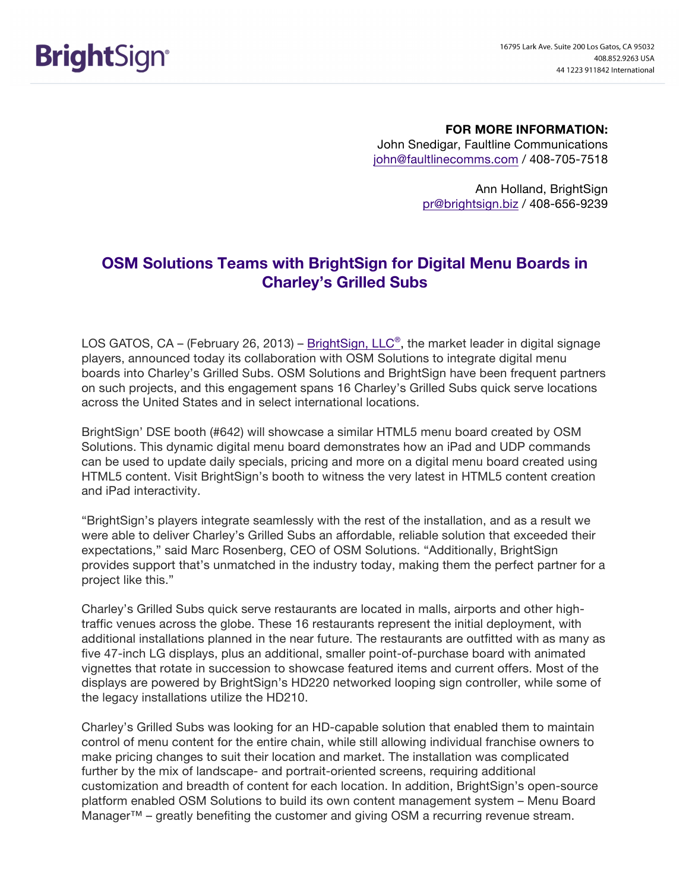**FOR MORE INFORMATION:**
John Snedigar, Faultline Communications
john@faultlinecomms.com / 408-705-7518

Ann Holland, BrightSign
pr@brightsign.biz / 408-656-9239

# OSM Solutions Teams with BrightSign for Digital Menu Boards in Charley's Grilled Subs

LOS GATOS, CA – (February 26, 2013) – BrightSign, LLC®, the market leader in digital signage players, announced today its collaboration with OSM Solutions to integrate digital menu boards into Charley's Grilled Subs. OSM Solutions and BrightSign have been frequent partners on such projects, and this engagement spans 16 Charley's Grilled Subs quick serve locations across the United States and in select international locations.

BrightSign' DSE booth (#642) will showcase a similar HTML5 menu board created by OSM Solutions. This dynamic digital menu board demonstrates how an iPad and UDP commands can be used to update daily specials, pricing and more on a digital menu board created using HTML5 content. Visit BrightSign's booth to witness the very latest in HTML5 content creation and iPad interactivity.

"BrightSign's players integrate seamlessly with the rest of the installation, and as a result we were able to deliver Charley's Grilled Subs an affordable, reliable solution that exceeded their expectations," said Marc Rosenberg, CEO of OSM Solutions. "Additionally, BrightSign provides support that's unmatched in the industry today, making them the perfect partner for a project like this."

Charley's Grilled Subs quick serve restaurants are located in malls, airports and other high-traffic venues across the globe. These 16 restaurants represent the initial deployment, with additional installations planned in the near future. The restaurants are outfitted with as many as five 47-inch LG displays, plus an additional, smaller point-of-purchase board with animated vignettes that rotate in succession to showcase featured items and current offers. Most of the displays are powered by BrightSign's HD220 networked looping sign controller, while some of the legacy installations utilize the HD210.

Charley's Grilled Subs was looking for an HD-capable solution that enabled them to maintain control of menu content for the entire chain, while still allowing individual franchise owners to make pricing changes to suit their location and market. The installation was complicated further by the mix of landscape- and portrait-oriented screens, requiring additional customization and breadth of content for each location. In addition, BrightSign's open-source platform enabled OSM Solutions to build its own content management system – Menu Board Manager™ – greatly benefiting the customer and giving OSM a recurring revenue stream.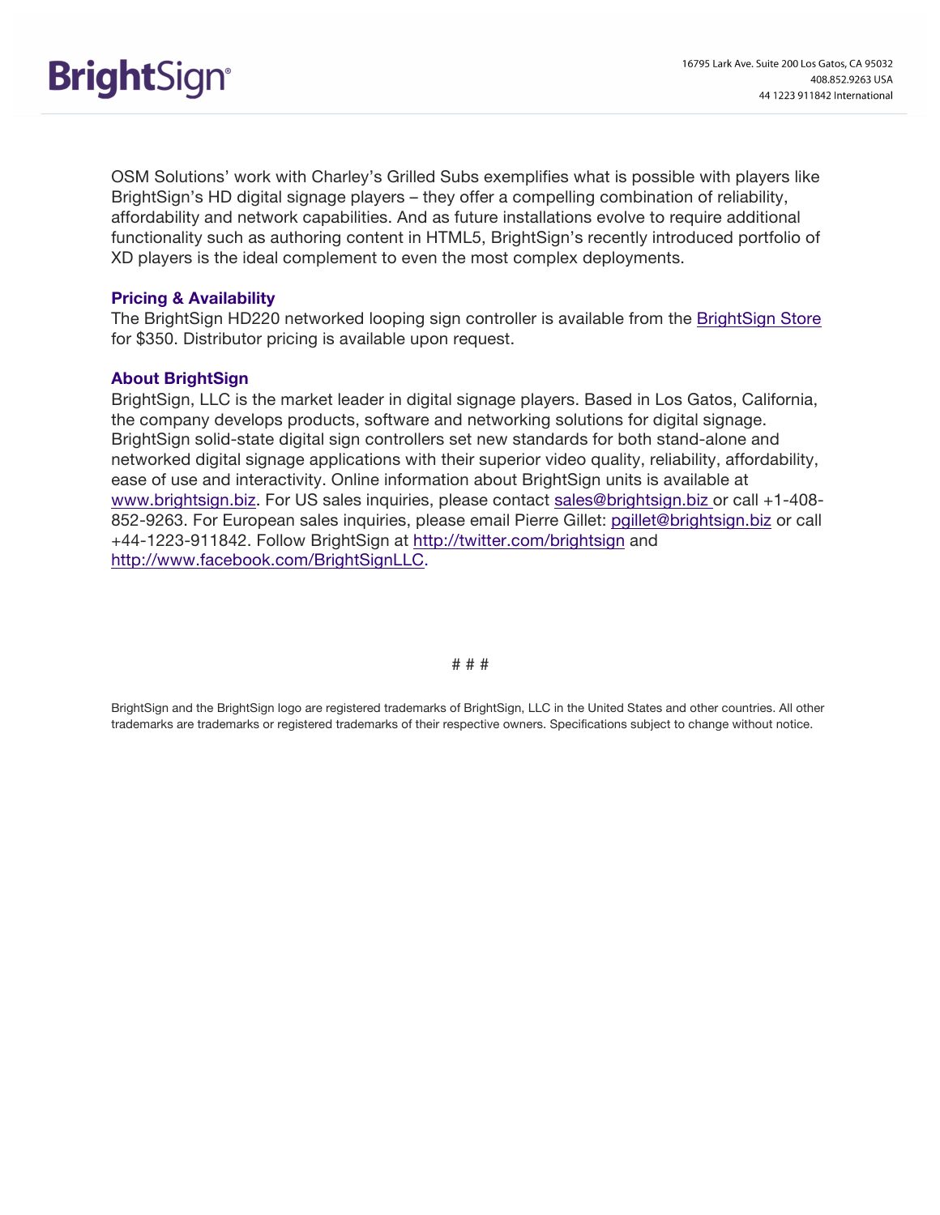OSM Solutions' work with Charley's Grilled Subs exemplifies what is possible with players like BrightSign's HD digital signage players – they offer a compelling combination of reliability, affordability and network capabilities. And as future installations evolve to require additional functionality such as authoring content in HTML5, BrightSign's recently introduced portfolio of XD players is the ideal complement to even the most complex deployments.

### Pricing & Availability

The BrightSign HD220 networked looping sign controller is available from the BrightSign Store for $350. Distributor pricing is available upon request.

### About BrightSign

BrightSign, LLC is the market leader in digital signage players. Based in Los Gatos, California, the company develops products, software and networking solutions for digital signage. BrightSign solid-state digital sign controllers set new standards for both stand-alone and networked digital signage applications with their superior video quality, reliability, affordability, ease of use and interactivity. Online information about BrightSign units is available at www.brightsign.biz. For US sales inquiries, please contact sales@brightsign.biz or call +1-408-852-9263. For European sales inquiries, please email Pierre Gillet: pgillet@brightsign.biz or call +44-1223-911842. Follow BrightSign at http://twitter.com/brightsign and http://www.facebook.com/BrightSignLLC.

# # #

BrightSign and the BrightSign logo are registered trademarks of BrightSign, LLC in the United States and other countries. All other trademarks are trademarks or registered trademarks of their respective owners. Specifications subject to change without notice.